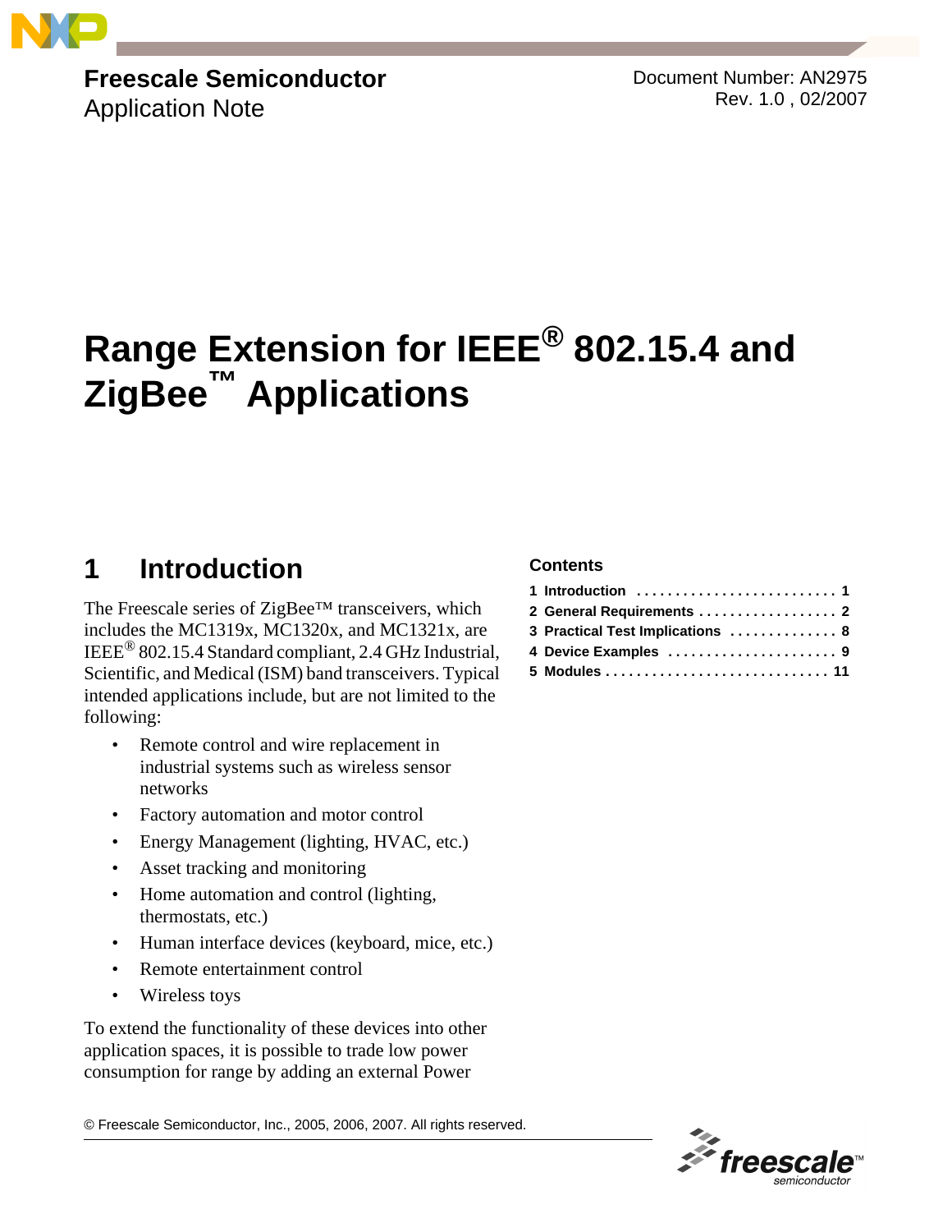Freescale Semiconductor
Application Note

Document Number: AN2975
Rev. 1.0 , 02/2007

# Range Extension for IEEE® 802.15.4 and ZigBee™ Applications

## 1 Introduction

The Freescale series of ZigBee™ transceivers, which includes the MC1319x, MC1320x, and MC1321x, are IEEE® 802.15.4 Standard compliant, 2.4 GHz Industrial, Scientific, and Medical (ISM) band transceivers. Typical intended applications include, but are not limited to the following:

- Remote control and wire replacement in industrial systems such as wireless sensor networks
- Factory automation and motor control
- Energy Management (lighting, HVAC, etc.)
- Asset tracking and monitoring
- Home automation and control (lighting, thermostats, etc.)
- Human interface devices (keyboard, mice, etc.)
- Remote entertainment control
- Wireless toys

To extend the functionality of these devices into other application spaces, it is possible to trade low power consumption for range by adding an external Power

**Contents**

1 Introduction . . . . . . . . . . . . . . . . . . . . . . . . . . 1
2 General Requirements . . . . . . . . . . . . . . . . . . 2
3 Practical Test Implications . . . . . . . . . . . . . . 8
4 Device Examples . . . . . . . . . . . . . . . . . . . . . . 9
5 Modules . . . . . . . . . . . . . . . . . . . . . . . . . . . . . 11

© Freescale Semiconductor, Inc., 2005, 2006, 2007. All rights reserved.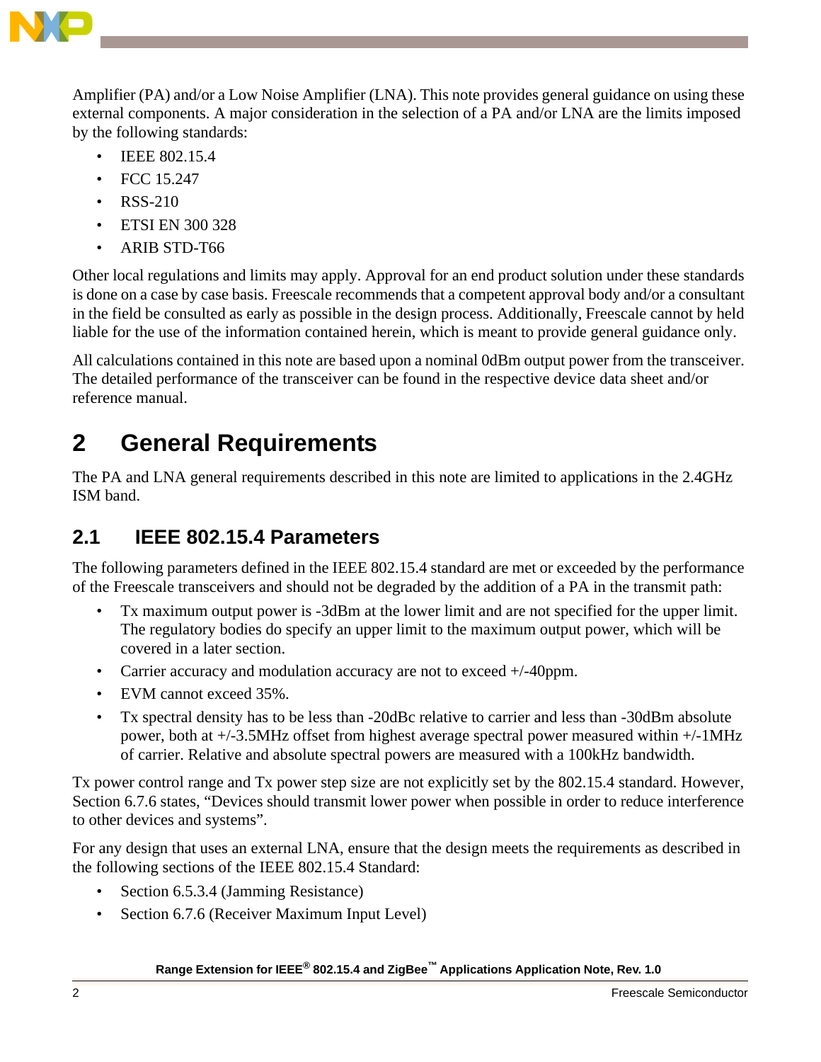Amplifier (PA) and/or a Low Noise Amplifier (LNA). This note provides general guidance on using these external components. A major consideration in the selection of a PA and/or LNA are the limits imposed by the following standards:

- IEEE 802.15.4
- FCC 15.247
- RSS-210
- ETSI EN 300 328
- ARIB STD-T66

Other local regulations and limits may apply. Approval for an end product solution under these standards is done on a case by case basis. Freescale recommends that a competent approval body and/or a consultant in the field be consulted as early as possible in the design process. Additionally, Freescale cannot by held liable for the use of the information contained herein, which is meant to provide general guidance only.

All calculations contained in this note are based upon a nominal 0dBm output power from the transceiver. The detailed performance of the transceiver can be found in the respective device data sheet and/or reference manual.

# 2 General Requirements

The PA and LNA general requirements described in this note are limited to applications in the 2.4GHz ISM band.

## 2.1 IEEE 802.15.4 Parameters

The following parameters defined in the IEEE 802.15.4 standard are met or exceeded by the performance of the Freescale transceivers and should not be degraded by the addition of a PA in the transmit path:

- Tx maximum output power is -3dBm at the lower limit and are not specified for the upper limit. The regulatory bodies do specify an upper limit to the maximum output power, which will be covered in a later section.
- Carrier accuracy and modulation accuracy are not to exceed +/-40ppm.
- EVM cannot exceed 35%.
- Tx spectral density has to be less than -20dBc relative to carrier and less than -30dBm absolute power, both at +/-3.5MHz offset from highest average spectral power measured within +/-1MHz of carrier. Relative and absolute spectral powers are measured with a 100kHz bandwidth.

Tx power control range and Tx power step size are not explicitly set by the 802.15.4 standard. However, Section 6.7.6 states, “Devices should transmit lower power when possible in order to reduce interference to other devices and systems”.

For any design that uses an external LNA, ensure that the design meets the requirements as described in the following sections of the IEEE 802.15.4 Standard:

- Section 6.5.3.4 (Jamming Resistance)
- Section 6.7.6 (Receiver Maximum Input Level)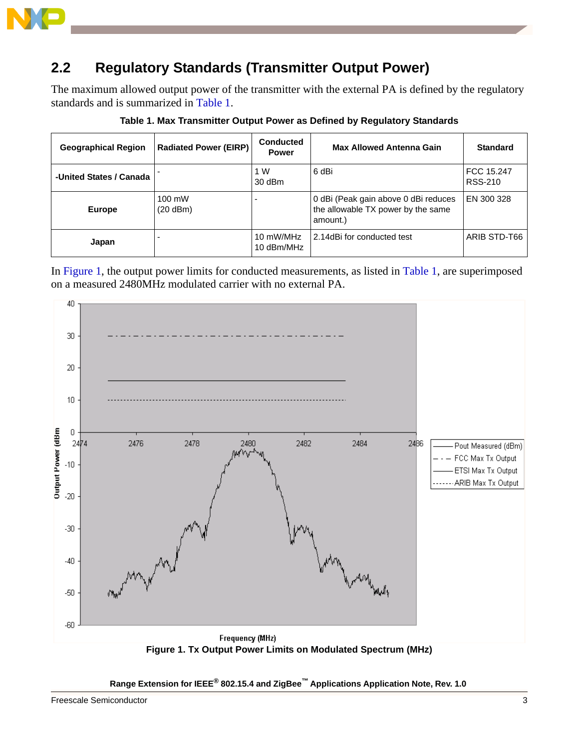## 2.2 Regulatory Standards (Transmitter Output Power)

The maximum allowed output power of the transmitter with the external PA is defined by the regulatory standards and is summarized in Table 1.

**Table 1. Max Transmitter Output Power as Defined by Regulatory Standards**

| Geographical Region | Radiated Power (EIRP) | Conducted Power | Max Allowed Antenna Gain | Standard |
|---|---|---|---|---|
| -United States / Canada | - | 1 W<br>30 dBm | 6 dBi | FCC 15.247<br>RSS-210 |
| Europe | 100 mW<br>(20 dBm) | - | 0 dBi (Peak gain above 0 dBi reduces the allowable TX power by the same amount.) | EN 300 328 |
| Japan | - | 10 mW/MHz<br>10 dBm/MHz | 2.14dBi for conducted test | ARIB STD-T66 |

In Figure 1, the output power limits for conducted measurements, as listed in Table 1, are superimposed on a measured 2480MHz modulated carrier with no external PA.

Figure 1. Tx Output Power Limits on Modulated Spectrum (MHz)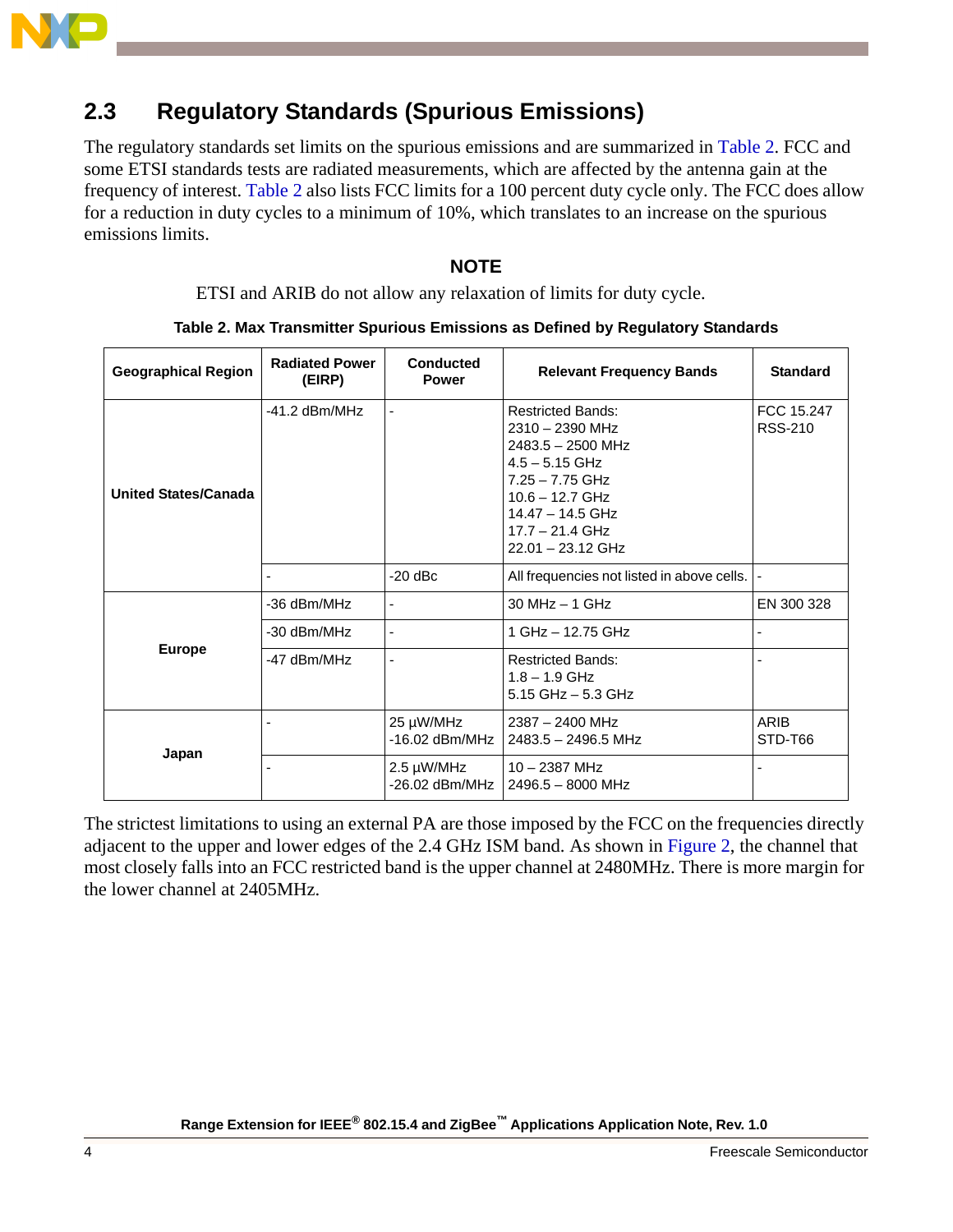## 2.3 Regulatory Standards (Spurious Emissions)

The regulatory standards set limits on the spurious emissions and are summarized in Table 2. FCC and some ETSI standards tests are radiated measurements, which are affected by the antenna gain at the frequency of interest. Table 2 also lists FCC limits for a 100 percent duty cycle only. The FCC does allow for a reduction in duty cycles to a minimum of 10%, which translates to an increase on the spurious emissions limits.

**NOTE**

ETSI and ARIB do not allow any relaxation of limits for duty cycle.

**Table 2. Max Transmitter Spurious Emissions as Defined by Regulatory Standards**

| Geographical Region | Radiated Power (EIRP) | Conducted Power | Relevant Frequency Bands | Standard |
|---|---|---|---|---|
| United States/Canada | -41.2 dBm/MHz | - | Restricted Bands:<br>2310 – 2390 MHz<br>2483.5 – 2500 MHz<br>4.5 – 5.15 GHz<br>7.25 – 7.75 GHz<br>10.6 – 12.7 GHz<br>14.47 – 14.5 GHz<br>17.7 – 21.4 GHz<br>22.01 – 23.12 GHz | FCC 15.247<br>RSS-210 |
| | - | -20 dBc | All frequencies not listed in above cells. | - |
| Europe | -36 dBm/MHz | - | 30 MHz – 1 GHz | EN 300 328 |
| | -30 dBm/MHz | - | 1 GHz – 12.75 GHz | - |
| | -47 dBm/MHz | - | Restricted Bands:<br>1.8 – 1.9 GHz<br>5.15 GHz – 5.3 GHz | - |
| Japan | - | 25 µW/MHz<br>-16.02 dBm/MHz | 2387 – 2400 MHz<br>2483.5 – 2496.5 MHz | ARIB<br>STD-T66 |
| | - | 2.5 µW/MHz<br>-26.02 dBm/MHz | 10 – 2387 MHz<br>2496.5 – 8000 MHz | - |

The strictest limitations to using an external PA are those imposed by the FCC on the frequencies directly adjacent to the upper and lower edges of the 2.4 GHz ISM band. As shown in Figure 2, the channel that most closely falls into an FCC restricted band is the upper channel at 2480MHz. There is more margin for the lower channel at 2405MHz.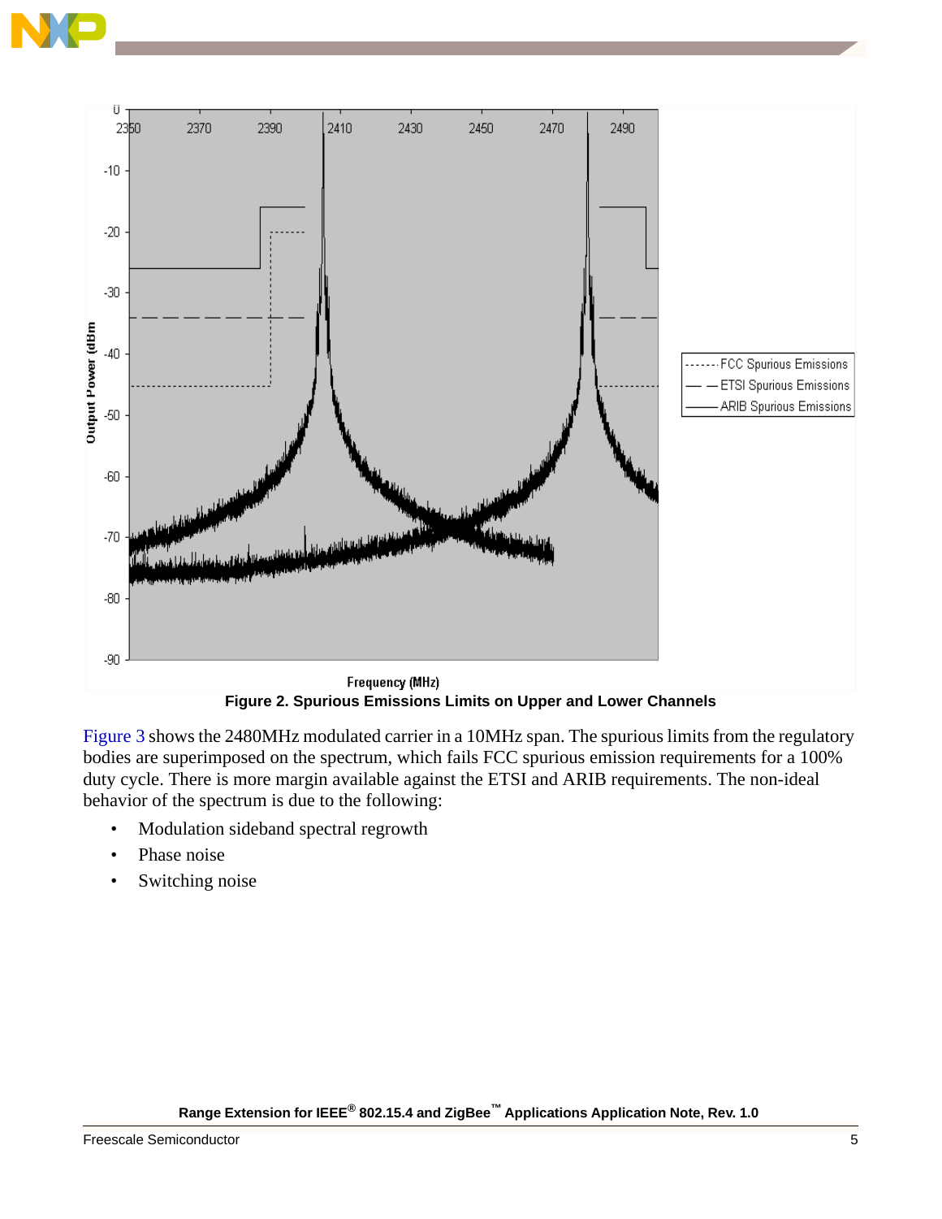Figure 2. Spurious Emissions Limits on Upper and Lower Channels

Figure 3 shows the 2480MHz modulated carrier in a 10MHz span. The spurious limits from the regulatory bodies are superimposed on the spectrum, which fails FCC spurious emission requirements for a 100% duty cycle. There is more margin available against the ETSI and ARIB requirements. The non-ideal behavior of the spectrum is due to the following:

- Modulation sideband spectral regrowth
- Phase noise
- Switching noise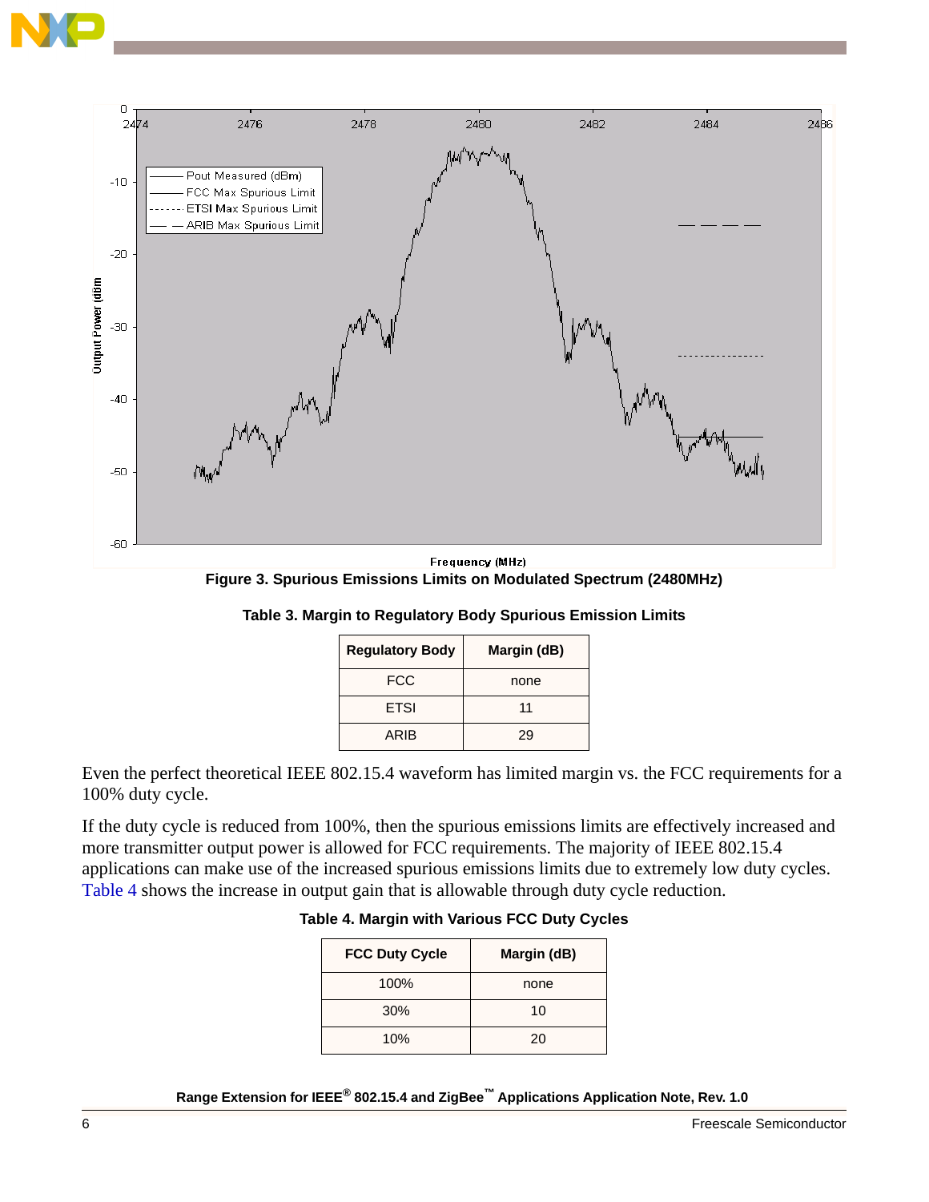Figure 3. Spurious Emissions Limits on Modulated Spectrum (2480MHz)

**Table 3. Margin to Regulatory Body Spurious Emission Limits**

| Regulatory Body | Margin (dB) |
|---|---|
| FCC | none |
| ETSI | 11 |
| ARIB | 29 |

Even the perfect theoretical IEEE 802.15.4 waveform has limited margin vs. the FCC requirements for a 100% duty cycle.

If the duty cycle is reduced from 100%, then the spurious emissions limits are effectively increased and more transmitter output power is allowed for FCC requirements. The majority of IEEE 802.15.4 applications can make use of the increased spurious emissions limits due to extremely low duty cycles. Table 4 shows the increase in output gain that is allowable through duty cycle reduction.

**Table 4. Margin with Various FCC Duty Cycles**

| FCC Duty Cycle | Margin (dB) |
|---|---|
| 100% | none |
| 30% | 10 |
| 10% | 20 |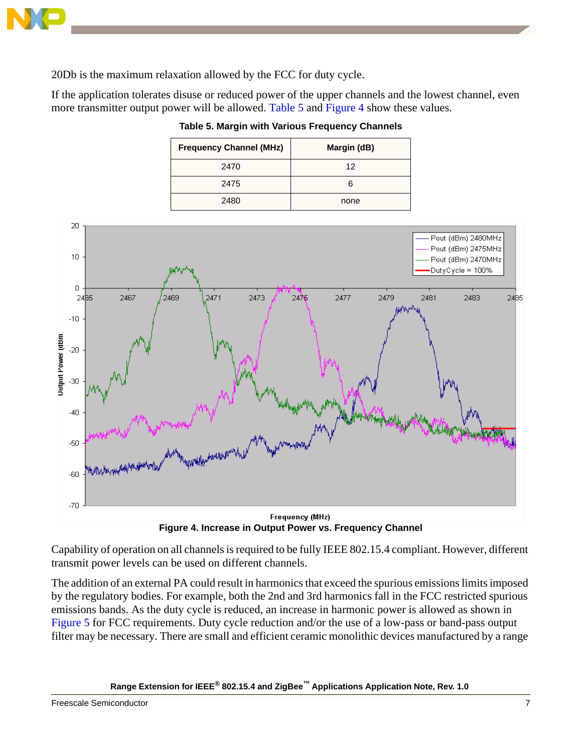20Db is the maximum relaxation allowed by the FCC for duty cycle.

If the application tolerates disuse or reduced power of the upper channels and the lowest channel, even more transmitter output power will be allowed. Table 5 and Figure 4 show these values.

**Table 5. Margin with Various Frequency Channels**

| Frequency Channel (MHz) | Margin (dB) |
|---|---|
| 2470 | 12 |
| 2475 | 6 |
| 2480 | none |

**Figure 4. Increase in Output Power vs. Frequency Channel**

Capability of operation on all channels is required to be fully IEEE 802.15.4 compliant. However, different transmit power levels can be used on different channels.

The addition of an external PA could result in harmonics that exceed the spurious emissions limits imposed by the regulatory bodies. For example, both the 2nd and 3rd harmonics fall in the FCC restricted spurious emissions bands. As the duty cycle is reduced, an increase in harmonic power is allowed as shown in Figure 5 for FCC requirements. Duty cycle reduction and/or the use of a low-pass or band-pass output filter may be necessary. There are small and efficient ceramic monolithic devices manufactured by a range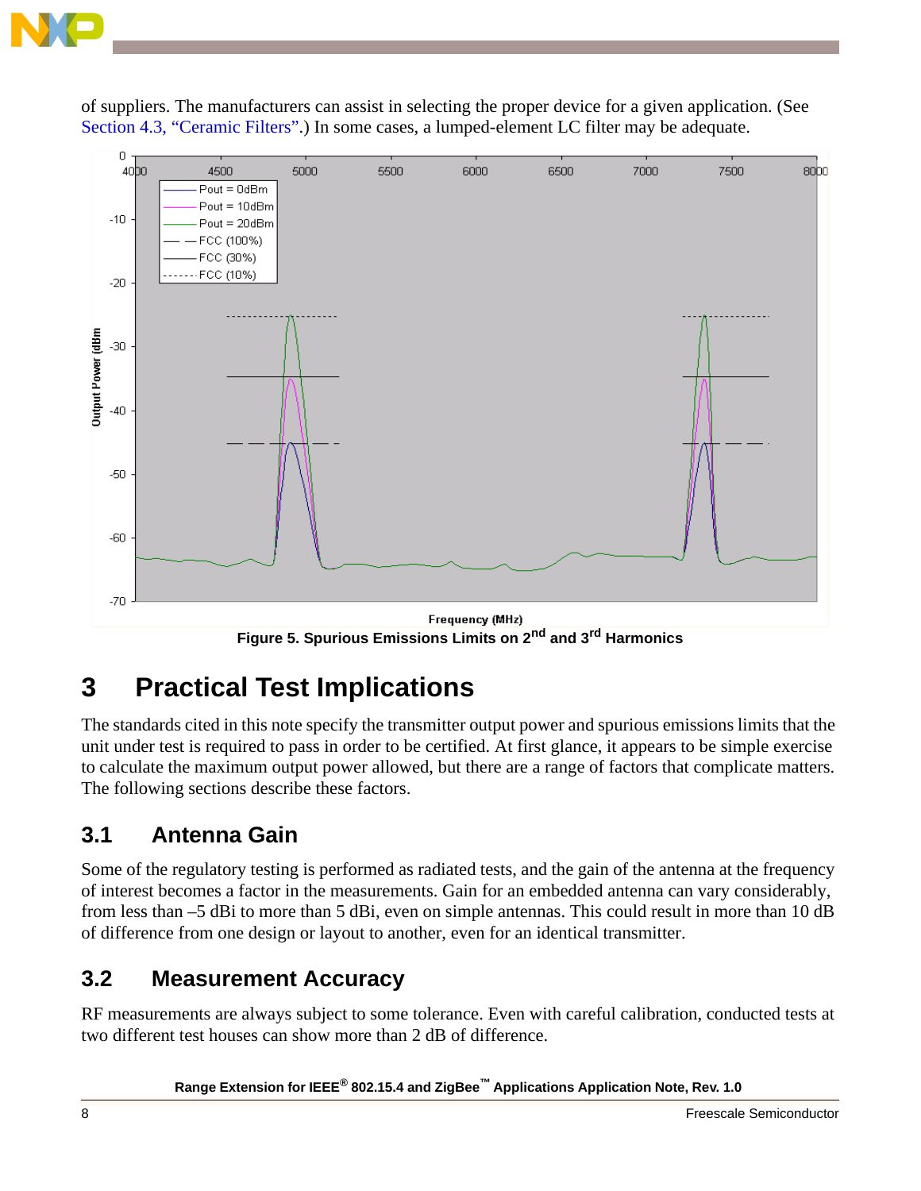of suppliers. The manufacturers can assist in selecting the proper device for a given application. (See Section 4.3, "Ceramic Filters".) In some cases, a lumped-element LC filter may be adequate.

**Figure 5. Spurious Emissions Limits on 2nd and 3rd Harmonics**

# 3 Practical Test Implications

The standards cited in this note specify the transmitter output power and spurious emissions limits that the unit under test is required to pass in order to be certified. At first glance, it appears to be simple exercise to calculate the maximum output power allowed, but there are a range of factors that complicate matters. The following sections describe these factors.

## 3.1 Antenna Gain

Some of the regulatory testing is performed as radiated tests, and the gain of the antenna at the frequency of interest becomes a factor in the measurements. Gain for an embedded antenna can vary considerably, from less than –5 dBi to more than 5 dBi, even on simple antennas. This could result in more than 10 dB of difference from one design or layout to another, even for an identical transmitter.

## 3.2 Measurement Accuracy

RF measurements are always subject to some tolerance. Even with careful calibration, conducted tests at two different test houses can show more than 2 dB of difference.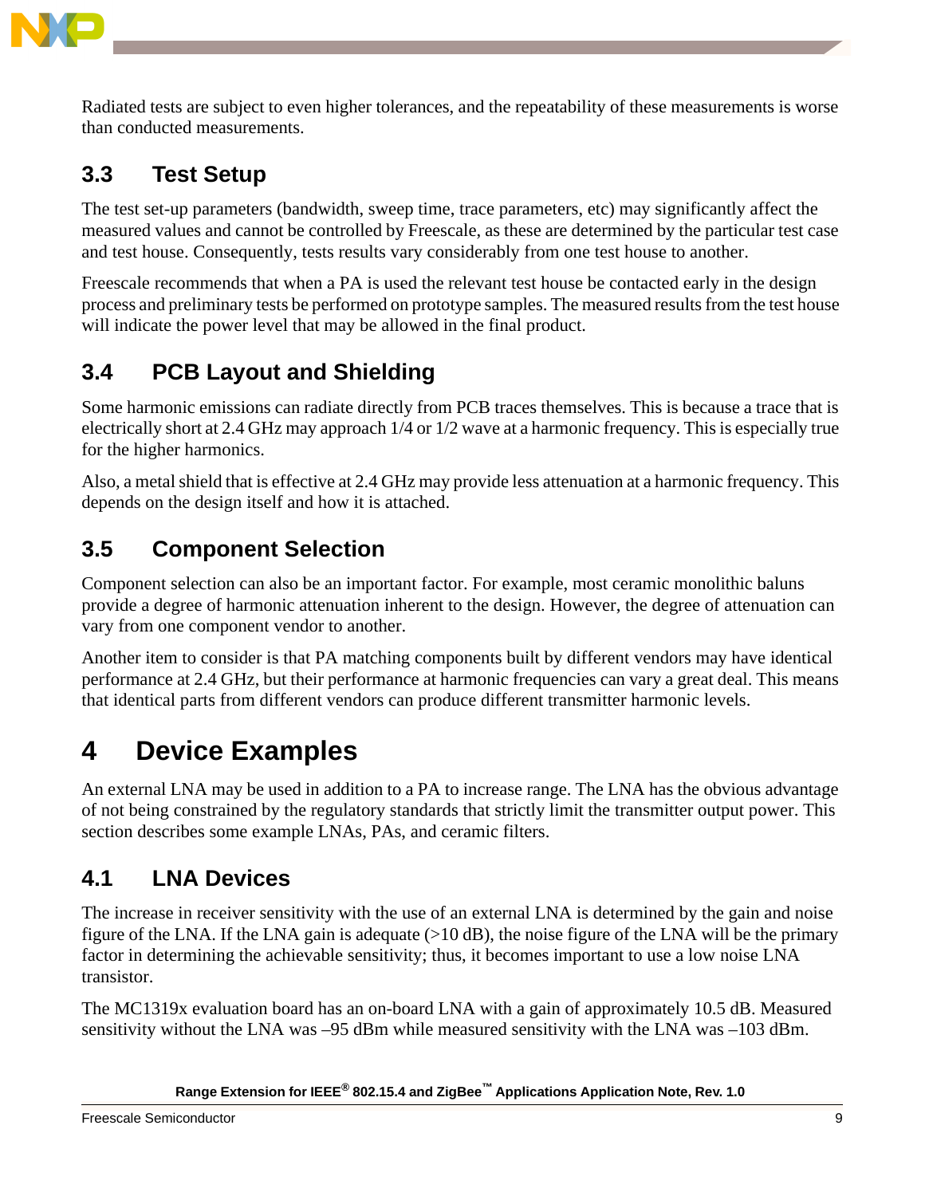Radiated tests are subject to even higher tolerances, and the repeatability of these measurements is worse than conducted measurements.

## 3.3 Test Setup

The test set-up parameters (bandwidth, sweep time, trace parameters, etc) may significantly affect the measured values and cannot be controlled by Freescale, as these are determined by the particular test case and test house. Consequently, tests results vary considerably from one test house to another.

Freescale recommends that when a PA is used the relevant test house be contacted early in the design process and preliminary tests be performed on prototype samples. The measured results from the test house will indicate the power level that may be allowed in the final product.

## 3.4 PCB Layout and Shielding

Some harmonic emissions can radiate directly from PCB traces themselves. This is because a trace that is electrically short at 2.4 GHz may approach 1/4 or 1/2 wave at a harmonic frequency. This is especially true for the higher harmonics.

Also, a metal shield that is effective at 2.4 GHz may provide less attenuation at a harmonic frequency. This depends on the design itself and how it is attached.

## 3.5 Component Selection

Component selection can also be an important factor. For example, most ceramic monolithic baluns provide a degree of harmonic attenuation inherent to the design. However, the degree of attenuation can vary from one component vendor to another.

Another item to consider is that PA matching components built by different vendors may have identical performance at 2.4 GHz, but their performance at harmonic frequencies can vary a great deal. This means that identical parts from different vendors can produce different transmitter harmonic levels.

# 4 Device Examples

An external LNA may be used in addition to a PA to increase range. The LNA has the obvious advantage of not being constrained by the regulatory standards that strictly limit the transmitter output power. This section describes some example LNAs, PAs, and ceramic filters.

## 4.1 LNA Devices

The increase in receiver sensitivity with the use of an external LNA is determined by the gain and noise figure of the LNA. If the LNA gain is adequate (>10 dB), the noise figure of the LNA will be the primary factor in determining the achievable sensitivity; thus, it becomes important to use a low noise LNA transistor.

The MC1319x evaluation board has an on-board LNA with a gain of approximately 10.5 dB. Measured sensitivity without the LNA was –95 dBm while measured sensitivity with the LNA was –103 dBm.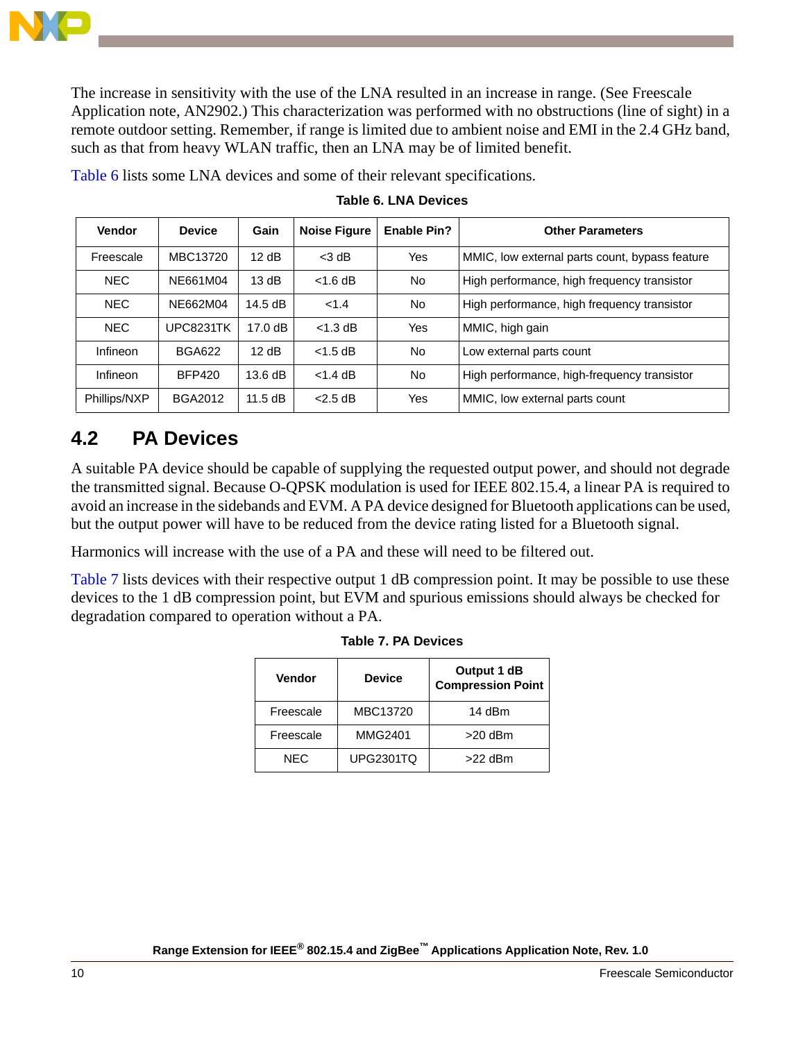The increase in sensitivity with the use of the LNA resulted in an increase in range. (See Freescale Application note, AN2902.) This characterization was performed with no obstructions (line of sight) in a remote outdoor setting. Remember, if range is limited due to ambient noise and EMI in the 2.4 GHz band, such as that from heavy WLAN traffic, then an LNA may be of limited benefit.

Table 6 lists some LNA devices and some of their relevant specifications.

**Table 6. LNA Devices**

| Vendor | Device | Gain | Noise Figure | Enable Pin? | Other Parameters |
|---|---|---|---|---|---|
| Freescale | MBC13720 | 12 dB | <3 dB | Yes | MMIC, low external parts count, bypass feature |
| NEC | NE661M04 | 13 dB | <1.6 dB | No | High performance, high frequency transistor |
| NEC | NE662M04 | 14.5 dB | <1.4 | No | High performance, high frequency transistor |
| NEC | UPC8231TK | 17.0 dB | <1.3 dB | Yes | MMIC, high gain |
| Infineon | BGA622 | 12 dB | <1.5 dB | No | Low external parts count |
| Infineon | BFP420 | 13.6 dB | <1.4 dB | No | High performance, high-frequency transistor |
| Phillips/NXP | BGA2012 | 11.5 dB | <2.5 dB | Yes | MMIC, low external parts count |

## 4.2 PA Devices

A suitable PA device should be capable of supplying the requested output power, and should not degrade the transmitted signal. Because O-QPSK modulation is used for IEEE 802.15.4, a linear PA is required to avoid an increase in the sidebands and EVM. A PA device designed for Bluetooth applications can be used, but the output power will have to be reduced from the device rating listed for a Bluetooth signal.

Harmonics will increase with the use of a PA and these will need to be filtered out.

Table 7 lists devices with their respective output 1 dB compression point. It may be possible to use these devices to the 1 dB compression point, but EVM and spurious emissions should always be checked for degradation compared to operation without a PA.

**Table 7. PA Devices**

| Vendor | Device | Output 1 dB Compression Point |
|---|---|---|
| Freescale | MBC13720 | 14 dBm |
| Freescale | MMG2401 | >20 dBm |
| NEC | UPG2301TQ | >22 dBm |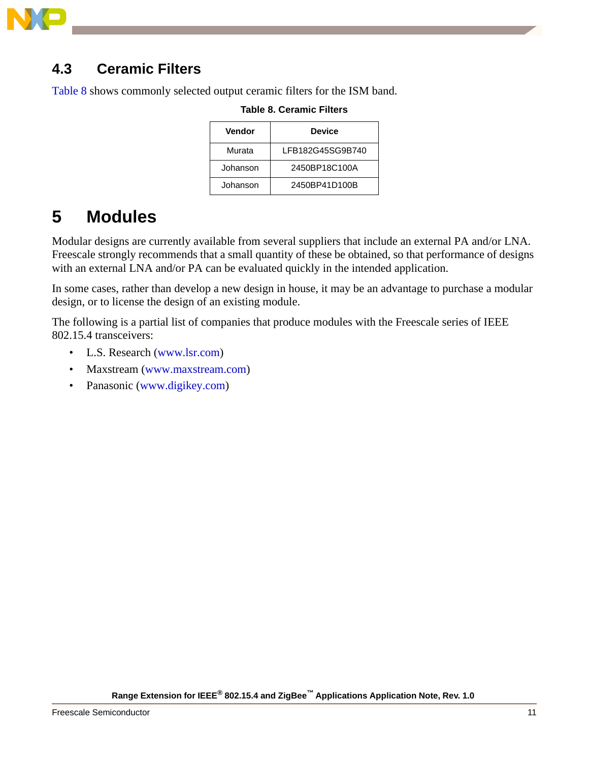### 4.3 Ceramic Filters

Table 8 shows commonly selected output ceramic filters for the ISM band.

**Table 8. Ceramic Filters**

| Vendor | Device |
|---|---|
| Murata | LFB182G45SG9B740 |
| Johanson | 2450BP18C100A |
| Johanson | 2450BP41D100B |

## 5 Modules

Modular designs are currently available from several suppliers that include an external PA and/or LNA. Freescale strongly recommends that a small quantity of these be obtained, so that performance of designs with an external LNA and/or PA can be evaluated quickly in the intended application.

In some cases, rather than develop a new design in house, it may be an advantage to purchase a modular design, or to license the design of an existing module.

The following is a partial list of companies that produce modules with the Freescale series of IEEE 802.15.4 transceivers:

- L.S. Research (www.lsr.com)
- Maxstream (www.maxstream.com)
- Panasonic (www.digikey.com)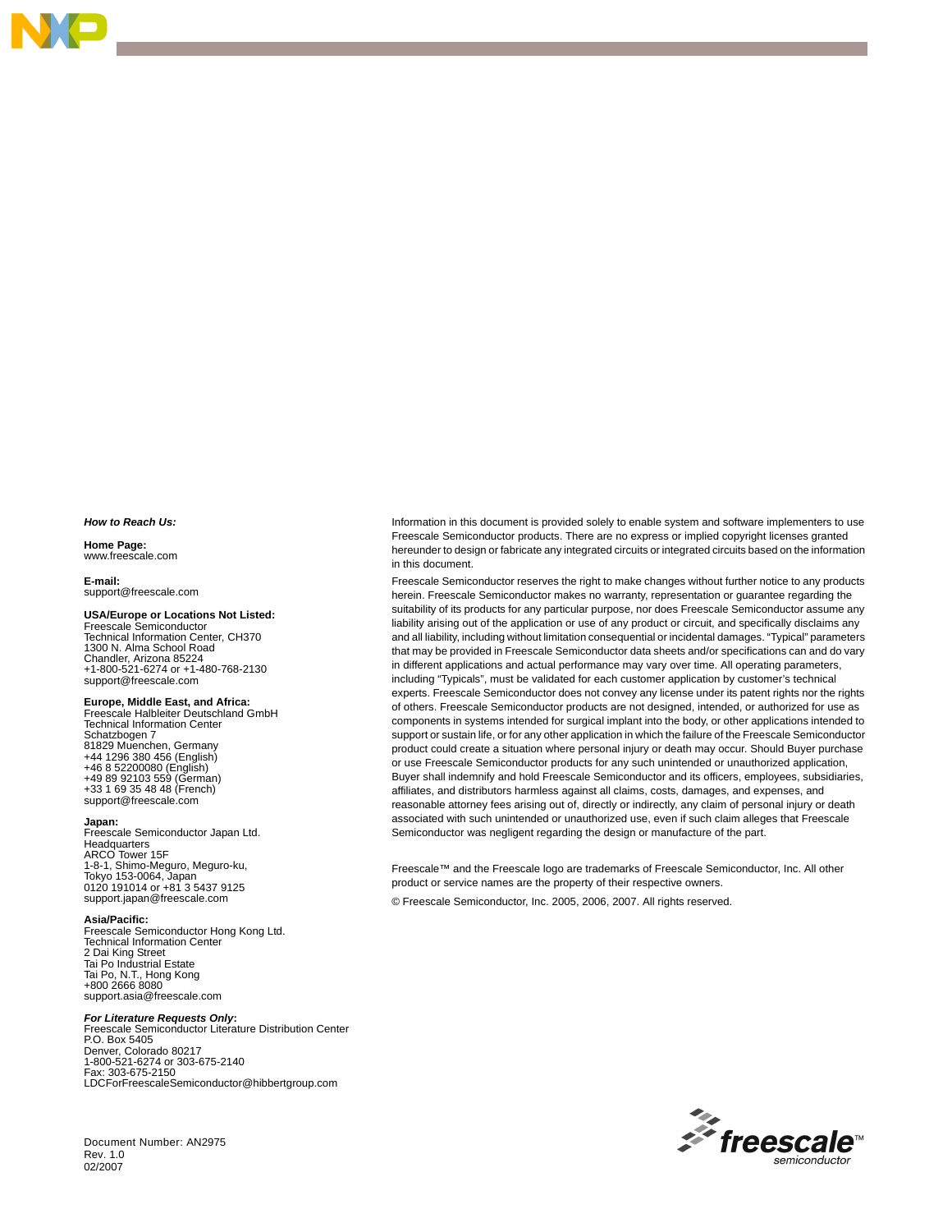***How to Reach Us:***

**Home Page:**
www.freescale.com

**E-mail:**
support@freescale.com

**USA/Europe or Locations Not Listed:**
Freescale Semiconductor
Technical Information Center, CH370
1300 N. Alma School Road
Chandler, Arizona 85224
+1-800-521-6274 or +1-480-768-2130
support@freescale.com

**Europe, Middle East, and Africa:**
Freescale Halbleiter Deutschland GmbH
Technical Information Center
Schatzbogen 7
81829 Muenchen, Germany
+44 1296 380 456 (English)
+46 8 52200080 (English)
+49 89 92103 559 (German)
+33 1 69 35 48 48 (French)
support@freescale.com

**Japan:**
Freescale Semiconductor Japan Ltd.
Headquarters
ARCO Tower 15F
1-8-1, Shimo-Meguro, Meguro-ku,
Tokyo 153-0064, Japan
0120 191014 or +81 3 5437 9125
support.japan@freescale.com

**Asia/Pacific:**
Freescale Semiconductor Hong Kong Ltd.
Technical Information Center
2 Dai King Street
Tai Po Industrial Estate
Tai Po, N.T., Hong Kong
+800 2666 8080
support.asia@freescale.com

***For Literature Requests Only*:**
Freescale Semiconductor Literature Distribution Center
P.O. Box 5405
Denver, Colorado 80217
1-800-521-6274 or 303-675-2140
Fax: 303-675-2150
LDCForFreescaleSemiconductor@hibbertgroup.com

Information in this document is provided solely to enable system and software implementers to use Freescale Semiconductor products. There are no express or implied copyright licenses granted hereunder to design or fabricate any integrated circuits or integrated circuits based on the information in this document.

Freescale Semiconductor reserves the right to make changes without further notice to any products herein. Freescale Semiconductor makes no warranty, representation or guarantee regarding the suitability of its products for any particular purpose, nor does Freescale Semiconductor assume any liability arising out of the application or use of any product or circuit, and specifically disclaims any and all liability, including without limitation consequential or incidental damages. "Typical" parameters that may be provided in Freescale Semiconductor data sheets and/or specifications can and do vary in different applications and actual performance may vary over time. All operating parameters, including "Typicals", must be validated for each customer application by customer's technical experts. Freescale Semiconductor does not convey any license under its patent rights nor the rights of others. Freescale Semiconductor products are not designed, intended, or authorized for use as components in systems intended for surgical implant into the body, or other applications intended to support or sustain life, or for any other application in which the failure of the Freescale Semiconductor product could create a situation where personal injury or death may occur. Should Buyer purchase or use Freescale Semiconductor products for any such unintended or unauthorized application, Buyer shall indemnify and hold Freescale Semiconductor and its officers, employees, subsidiaries, affiliates, and distributors harmless against all claims, costs, damages, and expenses, and reasonable attorney fees arising out of, directly or indirectly, any claim of personal injury or death associated with such unintended or unauthorized use, even if such claim alleges that Freescale Semiconductor was negligent regarding the design or manufacture of the part.

Freescale™ and the Freescale logo are trademarks of Freescale Semiconductor, Inc. All other product or service names are the property of their respective owners.

© Freescale Semiconductor, Inc. 2005, 2006, 2007. All rights reserved.

Document Number: AN2975
Rev. 1.0
02/2007